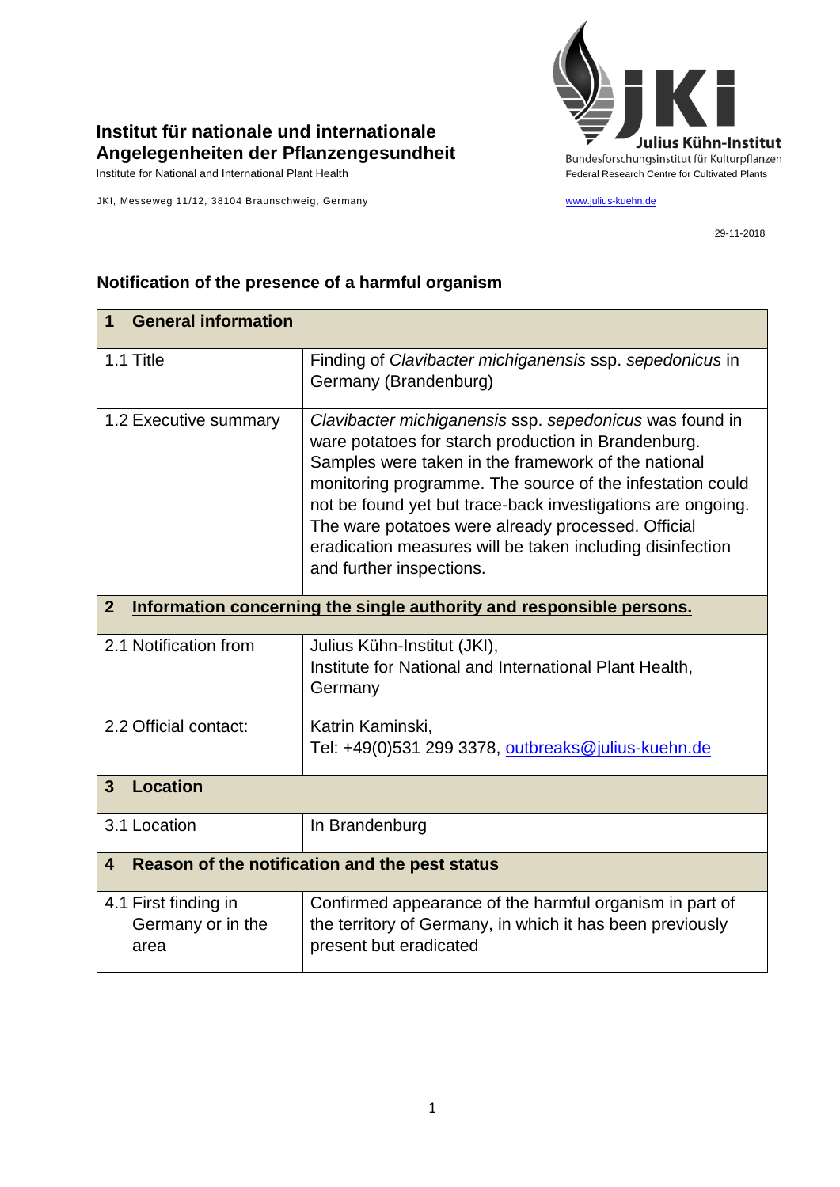**Institut für nationale und internationale Angelegenheiten der Pflanzengesundheit**

Institute for National and International Plant Health

JKI, Messeweg 11/12, 38104 Braunschweig, Germany

Julius Kühn-Institut
Bundesforschungsinstitut für Kulturpflanzen
Federal Research Centre for Cultivated Plants

www.julius-kuehn.de

29-11-2018

## Notification of the presence of a harmful organism

| **1 General information** | |
|---|---|
| 1.1 Title | Finding of *Clavibacter michiganensis* ssp. *sepedonicus* in Germany (Brandenburg) |
| 1.2 Executive summary | *Clavibacter michiganensis* ssp. *sepedonicus* was found in ware potatoes for starch production in Brandenburg. Samples were taken in the framework of the national monitoring programme. The source of the infestation could not be found yet but trace-back investigations are ongoing. The ware potatoes were already processed. Official eradication measures will be taken including disinfection and further inspections. |
| **2 Information concerning the single authority and responsible persons.** | |
| 2.1 Notification from | Julius Kühn-Institut (JKI), Institute for National and International Plant Health, Germany |
| 2.2 Official contact: | Katrin Kaminski, Tel: +49(0)531 299 3378, outbreaks@julius-kuehn.de |
| **3 Location** | |
| 3.1 Location | In Brandenburg |
| **4 Reason of the notification and the pest status** | |
| 4.1 First finding in Germany or in the area | Confirmed appearance of the harmful organism in part of the territory of Germany, in which it has been previously present but eradicated |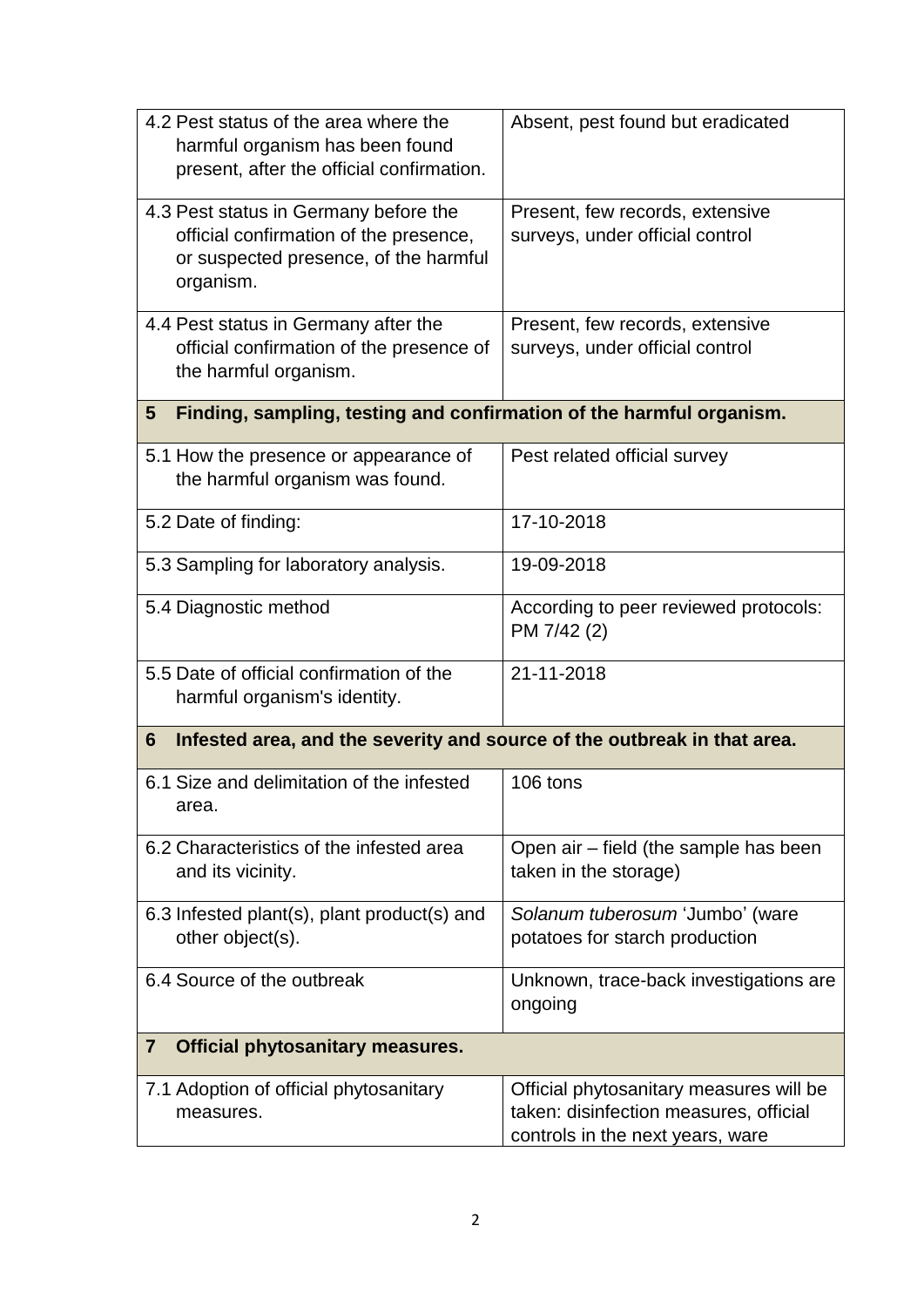| | |
|---|---|
| 4.2 Pest status of the area where the harmful organism has been found present, after the official confirmation. | Absent, pest found but eradicated |
| 4.3 Pest status in Germany before the official confirmation of the presence, or suspected presence, of the harmful organism. | Present, few records, extensive surveys, under official control |
| 4.4 Pest status in Germany after the official confirmation of the presence of the harmful organism. | Present, few records, extensive surveys, under official control |
| **5 Finding, sampling, testing and confirmation of the harmful organism.** | |
| 5.1 How the presence or appearance of the harmful organism was found. | Pest related official survey |
| 5.2 Date of finding: | 17-10-2018 |
| 5.3 Sampling for laboratory analysis. | 19-09-2018 |
| 5.4 Diagnostic method | According to peer reviewed protocols: PM 7/42 (2) |
| 5.5 Date of official confirmation of the harmful organism's identity. | 21-11-2018 |
| **6 Infested area, and the severity and source of the outbreak in that area.** | |
| 6.1 Size and delimitation of the infested area. | 106 tons |
| 6.2 Characteristics of the infested area and its vicinity. | Open air – field (the sample has been taken in the storage) |
| 6.3 Infested plant(s), plant product(s) and other object(s). | *Solanum tuberosum* 'Jumbo' (ware potatoes for starch production |
| 6.4 Source of the outbreak | Unknown, trace-back investigations are ongoing |
| **7 Official phytosanitary measures.** | |
| 7.1 Adoption of official phytosanitary measures. | Official phytosanitary measures will be taken: disinfection measures, official controls in the next years, ware |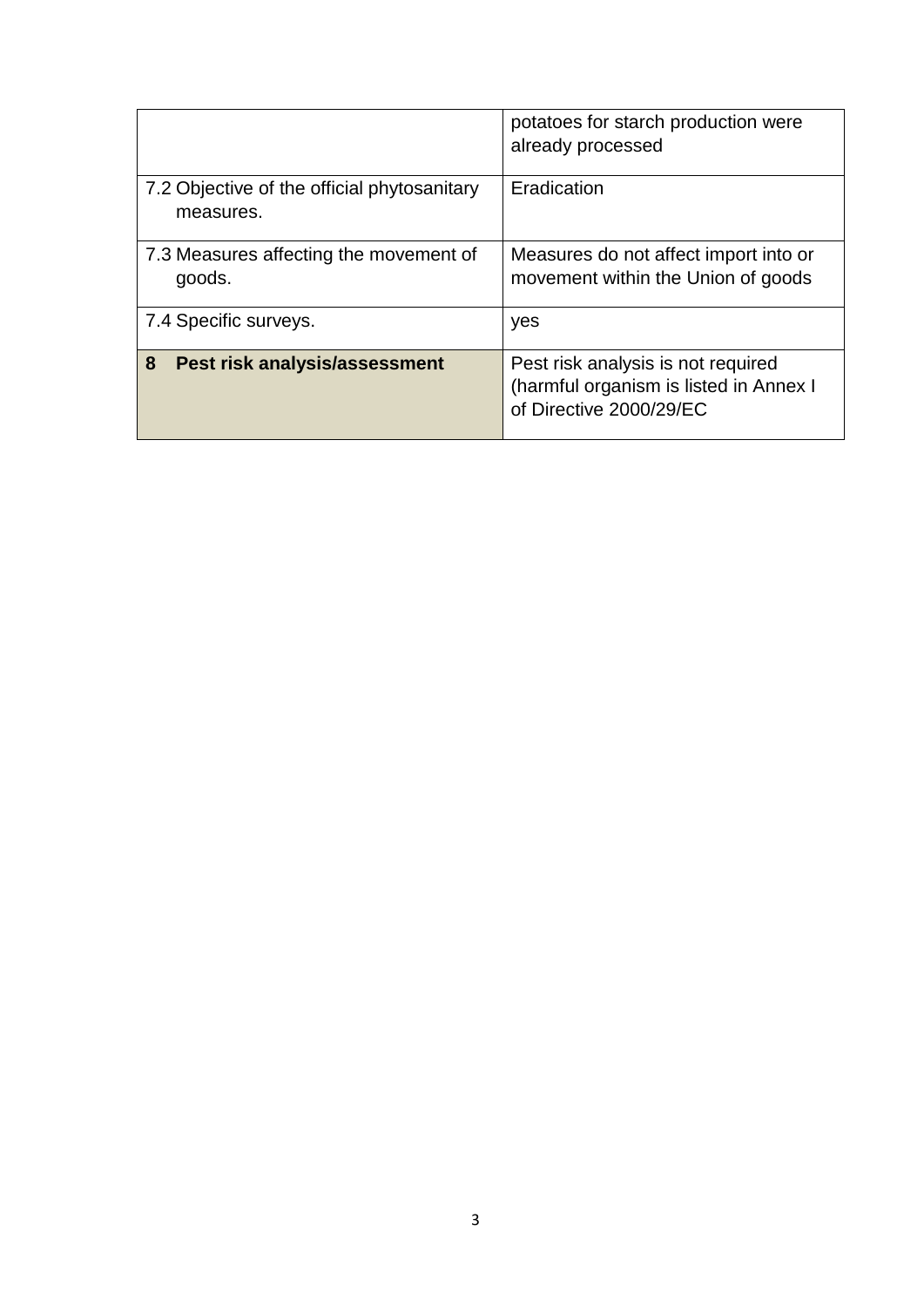| | |
|---|---|
| | potatoes for starch production were already processed |
| 7.2 Objective of the official phytosanitary measures. | Eradication |
| 7.3 Measures affecting the movement of goods. | Measures do not affect import into or movement within the Union of goods |
| 7.4 Specific surveys. | yes |
| **8 Pest risk analysis/assessment** | Pest risk analysis is not required (harmful organism is listed in Annex I of Directive 2000/29/EC |